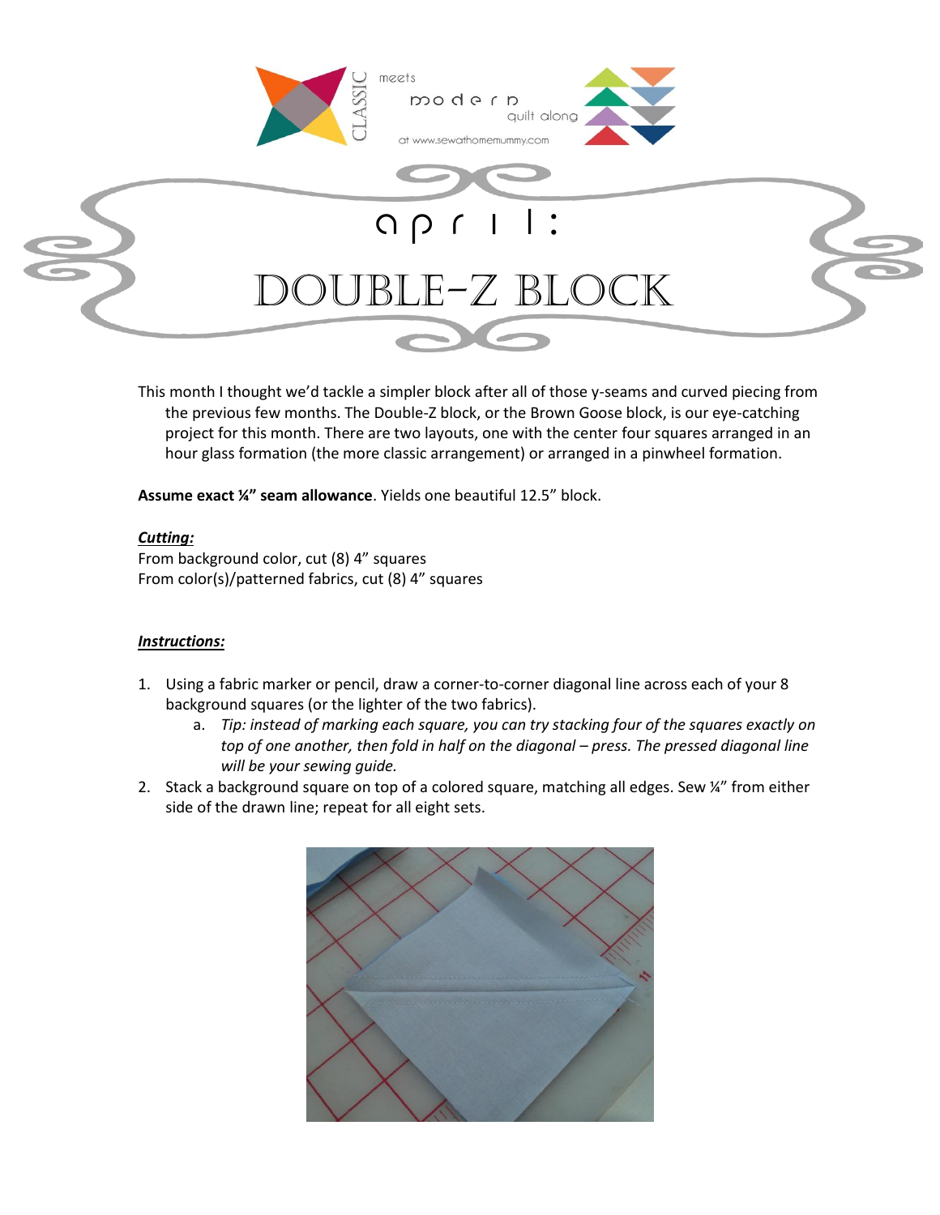CLASSIC meets modern quilt along at www.sewathomemummy.com

# april:

# DOUBLE-Z BLOCK

This month I thought we'd tackle a simpler block after all of those y-seams and curved piecing from the previous few months. The Double-Z block, or the Brown Goose block, is our eye-catching project for this month. There are two layouts, one with the center four squares arranged in an hour glass formation (the more classic arrangement) or arranged in a pinwheel formation.

**Assume exact ¼" seam allowance**. Yields one beautiful 12.5" block.

***Cutting:***

From background color, cut (8) 4" squares
From color(s)/patterned fabrics, cut (8) 4" squares

***Instructions:***

1. Using a fabric marker or pencil, draw a corner-to-corner diagonal line across each of your 8 background squares (or the lighter of the two fabrics).
   a. *Tip: instead of marking each square, you can try stacking four of the squares exactly on top of one another, then fold in half on the diagonal – press. The pressed diagonal line will be your sewing guide.*
2. Stack a background square on top of a colored square, matching all edges. Sew ¼" from either side of the drawn line; repeat for all eight sets.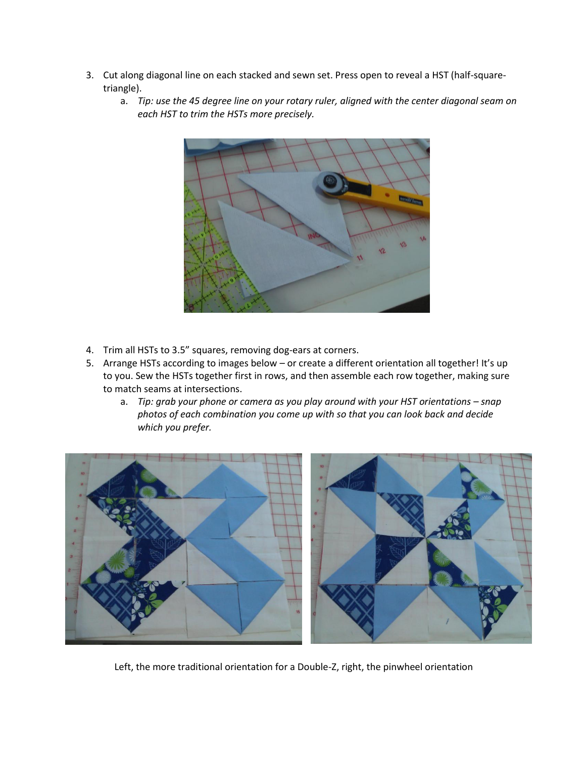3. Cut along diagonal line on each stacked and sewn set. Press open to reveal a HST (half-square-triangle).
   a. *Tip: use the 45 degree line on your rotary ruler, aligned with the center diagonal seam on each HST to trim the HSTs more precisely.*

4. Trim all HSTs to 3.5" squares, removing dog-ears at corners.
5. Arrange HSTs according to images below – or create a different orientation all together! It's up to you. Sew the HSTs together first in rows, and then assemble each row together, making sure to match seams at intersections.
   a. *Tip: grab your phone or camera as you play around with your HST orientations – snap photos of each combination you come up with so that you can look back and decide which you prefer.*

Left, the more traditional orientation for a Double-Z, right, the pinwheel orientation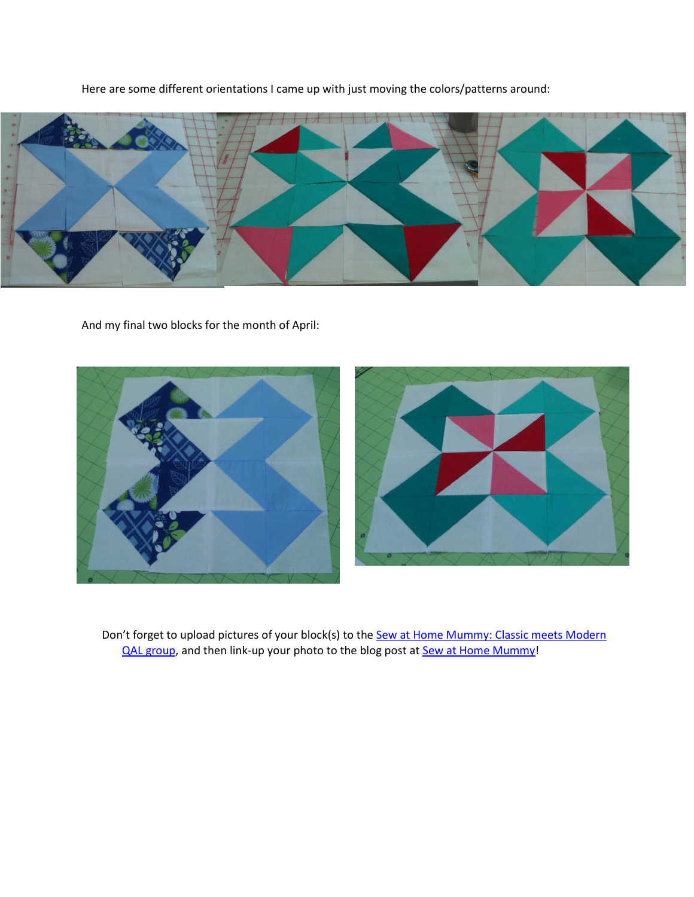Here are some different orientations I came up with just moving the colors/patterns around:

And my final two blocks for the month of April:

Don't forget to upload pictures of your block(s) to the [Sew at Home Mummy: Classic meets Modern QAL group](), and then link-up your photo to the blog post at [Sew at Home Mummy]()!